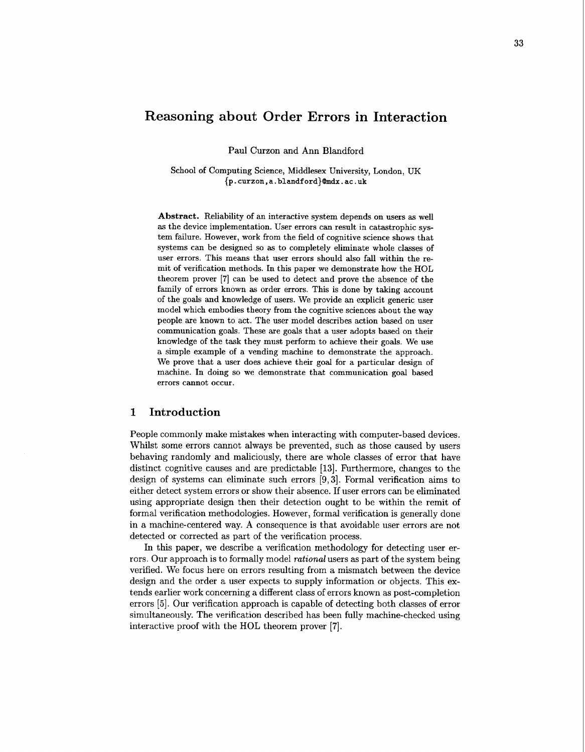# Reasoning about Order Errors in Interaction

Paul Curzon and Ann Blandford

School of Computing Science, Middlesex University, London, UK
{p.curzon,a.blandford}@mdx.ac.uk

**Abstract.** Reliability of an interactive system depends on users as well as the device implementation. User errors can result in catastrophic system failure. However, work from the field of cognitive science shows that systems can be designed so as to completely eliminate whole classes of user errors. This means that user errors should also fall within the remit of verification methods. In this paper we demonstrate how the HOL theorem prover [7] can be used to detect and prove the absence of the family of errors known as order errors. This is done by taking account of the goals and knowledge of users. We provide an explicit generic user model which embodies theory from the cognitive sciences about the way people are known to act. The user model describes action based on user communication goals. These are goals that a user adopts based on their knowledge of the task they must perform to achieve their goals. We use a simple example of a vending machine to demonstrate the approach. We prove that a user does achieve their goal for a particular design of machine. In doing so we demonstrate that communication goal based errors cannot occur.

## 1 Introduction

People commonly make mistakes when interacting with computer-based devices. Whilst some errors cannot always be prevented, such as those caused by users behaving randomly and maliciously, there are whole classes of error that have distinct cognitive causes and are predictable [13]. Furthermore, changes to the design of systems can eliminate such errors [9, 3]. Formal verification aims to either detect system errors or show their absence. If user errors can be eliminated using appropriate design then their detection ought to be within the remit of formal verification methodologies. However, formal verification is generally done in a machine-centered way. A consequence is that avoidable user errors are not detected or corrected as part of the verification process.

In this paper, we describe a verification methodology for detecting user errors. Our approach is to formally model *rational* users as part of the system being verified. We focus here on errors resulting from a mismatch between the device design and the order a user expects to supply information or objects. This extends earlier work concerning a different class of errors known as post-completion errors [5]. Our verification approach is capable of detecting both classes of error simultaneously. The verification described has been fully machine-checked using interactive proof with the HOL theorem prover [7].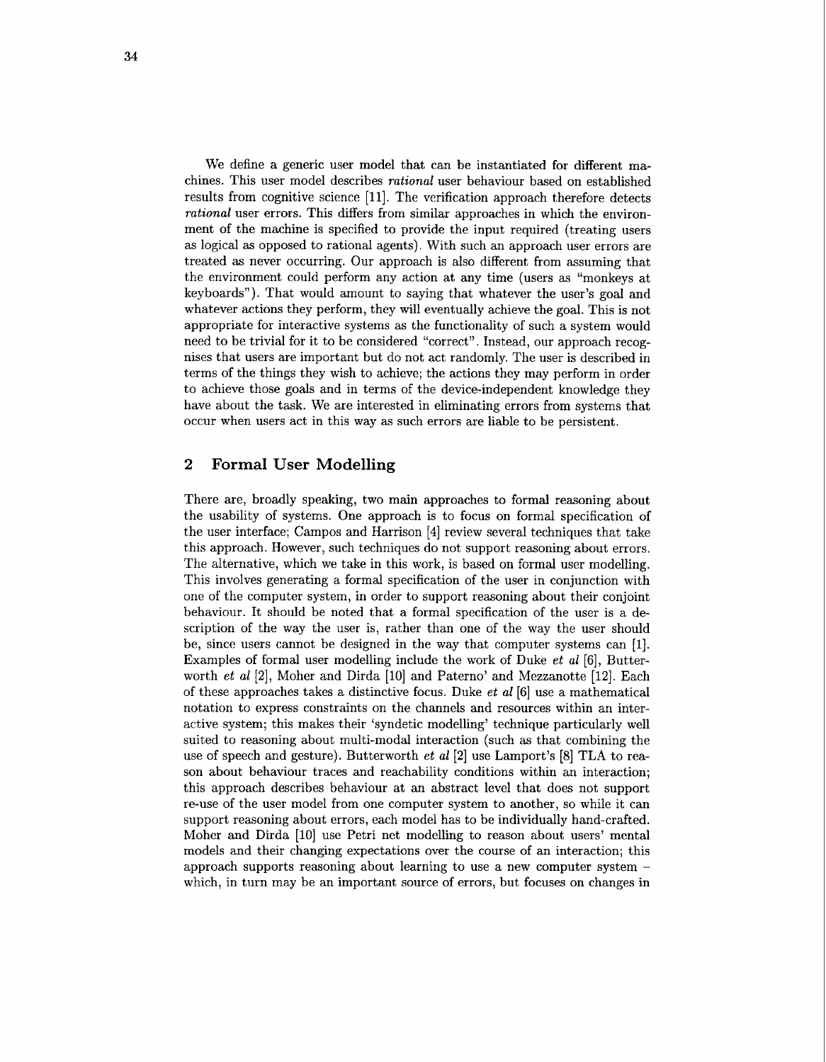We define a generic user model that can be instantiated for different machines. This user model describes *rational* user behaviour based on established results from cognitive science [11]. The verification approach therefore detects *rational* user errors. This differs from similar approaches in which the environment of the machine is specified to provide the input required (treating users as logical as opposed to rational agents). With such an approach user errors are treated as never occurring. Our approach is also different from assuming that the environment could perform any action at any time (users as "monkeys at keyboards"). That would amount to saying that whatever the user's goal and whatever actions they perform, they will eventually achieve the goal. This is not appropriate for interactive systems as the functionality of such a system would need to be trivial for it to be considered "correct". Instead, our approach recognises that users are important but do not act randomly. The user is described in terms of the things they wish to achieve; the actions they may perform in order to achieve those goals and in terms of the device-independent knowledge they have about the task. We are interested in eliminating errors from systems that occur when users act in this way as such errors are liable to be persistent.

## 2 Formal User Modelling

There are, broadly speaking, two main approaches to formal reasoning about the usability of systems. One approach is to focus on formal specification of the user interface; Campos and Harrison [4] review several techniques that take this approach. However, such techniques do not support reasoning about errors. The alternative, which we take in this work, is based on formal user modelling. This involves generating a formal specification of the user in conjunction with one of the computer system, in order to support reasoning about their conjoint behaviour. It should be noted that a formal specification of the user is a description of the way the user is, rather than one of the way the user should be, since users cannot be designed in the way that computer systems can [1]. Examples of formal user modelling include the work of Duke *et al* [6], Butterworth *et al* [2], Moher and Dirda [10] and Paterno' and Mezzanotte [12]. Each of these approaches takes a distinctive focus. Duke *et al* [6] use a mathematical notation to express constraints on the channels and resources within an interactive system; this makes their 'syndetic modelling' technique particularly well suited to reasoning about multi-modal interaction (such as that combining the use of speech and gesture). Butterworth *et al* [2] use Lamport's [8] TLA to reason about behaviour traces and reachability conditions within an interaction; this approach describes behaviour at an abstract level that does not support re-use of the user model from one computer system to another, so while it can support reasoning about errors, each model has to be individually hand-crafted. Moher and Dirda [10] use Petri net modelling to reason about users' mental models and their changing expectations over the course of an interaction; this approach supports reasoning about learning to use a new computer system – which, in turn may be an important source of errors, but focuses on changes in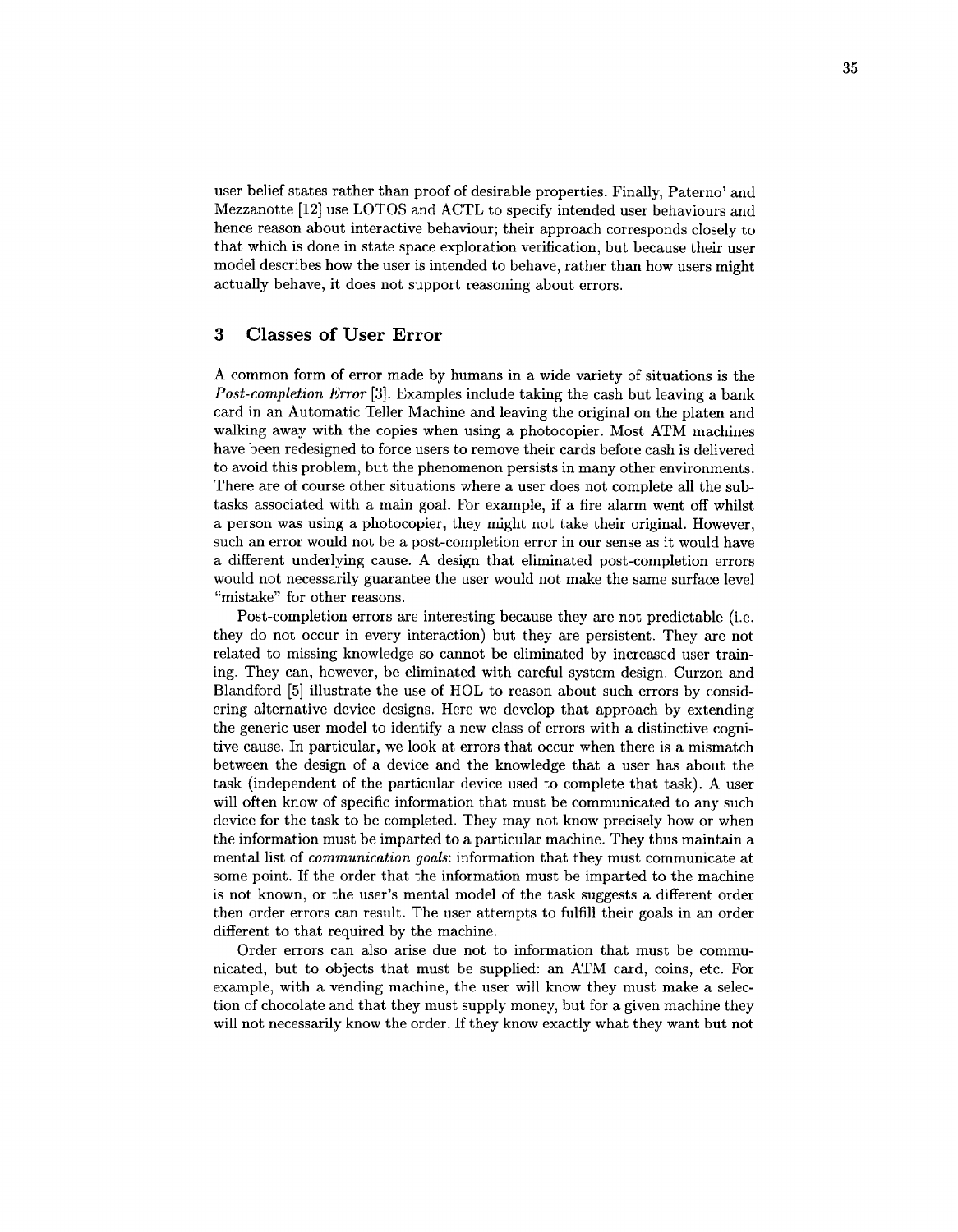user belief states rather than proof of desirable properties. Finally, Paterno' and Mezzanotte [12] use LOTOS and ACTL to specify intended user behaviours and hence reason about interactive behaviour; their approach corresponds closely to that which is done in state space exploration verification, but because their user model describes how the user is intended to behave, rather than how users might actually behave, it does not support reasoning about errors.

## 3 Classes of User Error

A common form of error made by humans in a wide variety of situations is the *Post-completion Error* [3]. Examples include taking the cash but leaving a bank card in an Automatic Teller Machine and leaving the original on the platen and walking away with the copies when using a photocopier. Most ATM machines have been redesigned to force users to remove their cards before cash is delivered to avoid this problem, but the phenomenon persists in many other environments. There are of course other situations where a user does not complete all the subtasks associated with a main goal. For example, if a fire alarm went off whilst a person was using a photocopier, they might not take their original. However, such an error would not be a post-completion error in our sense as it would have a different underlying cause. A design that eliminated post-completion errors would not necessarily guarantee the user would not make the same surface level "mistake" for other reasons.

Post-completion errors are interesting because they are not predictable (i.e. they do not occur in every interaction) but they are persistent. They are not related to missing knowledge so cannot be eliminated by increased user training. They can, however, be eliminated with careful system design. Curzon and Blandford [5] illustrate the use of HOL to reason about such errors by considering alternative device designs. Here we develop that approach by extending the generic user model to identify a new class of errors with a distinctive cognitive cause. In particular, we look at errors that occur when there is a mismatch between the design of a device and the knowledge that a user has about the task (independent of the particular device used to complete that task). A user will often know of specific information that must be communicated to any such device for the task to be completed. They may not know precisely how or when the information must be imparted to a particular machine. They thus maintain a mental list of *communication goals*: information that they must communicate at some point. If the order that the information must be imparted to the machine is not known, or the user's mental model of the task suggests a different order then order errors can result. The user attempts to fulfill their goals in an order different to that required by the machine.

Order errors can also arise due not to information that must be communicated, but to objects that must be supplied: an ATM card, coins, etc. For example, with a vending machine, the user will know they must make a selection of chocolate and that they must supply money, but for a given machine they will not necessarily know the order. If they know exactly what they want but not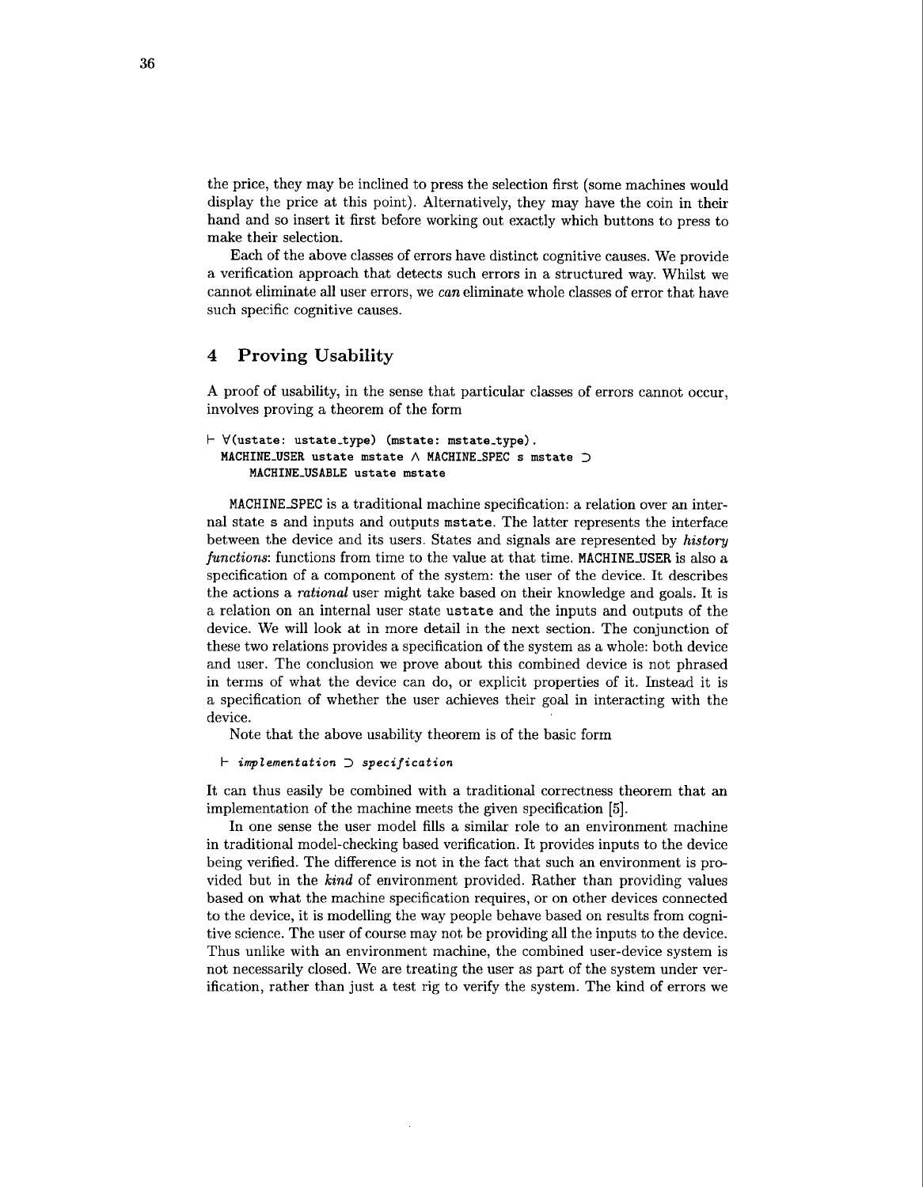the price, they may be inclined to press the selection first (some machines would display the price at this point). Alternatively, they may have the coin in their hand and so insert it first before working out exactly which buttons to press to make their selection.

Each of the above classes of errors have distinct cognitive causes. We provide a verification approach that detects such errors in a structured way. Whilst we cannot eliminate all user errors, we *can* eliminate whole classes of error that have such specific cognitive causes.

## 4 Proving Usability

A proof of usability, in the sense that particular classes of errors cannot occur, involves proving a theorem of the form

```
⊢ ∀(ustate: ustate_type) (mstate: mstate_type).
  MACHINE_USER ustate mstate ∧ MACHINE_SPEC s mstate ⊃
      MACHINE_USABLE ustate mstate
```

`MACHINE_SPEC` is a traditional machine specification: a relation over an internal state `s` and inputs and outputs `mstate`. The latter represents the interface between the device and its users. States and signals are represented by *history functions*: functions from time to the value at that time. `MACHINE_USER` is also a specification of a component of the system: the user of the device. It describes the actions a *rational* user might take based on their knowledge and goals. It is a relation on an internal user state `ustate` and the inputs and outputs of the device. We will look at in more detail in the next section. The conjunction of these two relations provides a specification of the system as a whole: both device and user. The conclusion we prove about this combined device is not phrased in terms of what the device can do, or explicit properties of it. Instead it is a specification of whether the user achieves their goal in interacting with the device.

Note that the above usability theorem is of the basic form

```
⊢ implementation ⊃ specification
```

It can thus easily be combined with a traditional correctness theorem that an implementation of the machine meets the given specification [5].

In one sense the user model fills a similar role to an environment machine in traditional model-checking based verification. It provides inputs to the device being verified. The difference is not in the fact that such an environment is provided but in the *kind* of environment provided. Rather than providing values based on what the machine specification requires, or on other devices connected to the device, it is modelling the way people behave based on results from cognitive science. The user of course may not be providing all the inputs to the device. Thus unlike with an environment machine, the combined user-device system is not necessarily closed. We are treating the user as part of the system under verification, rather than just a test rig to verify the system. The kind of errors we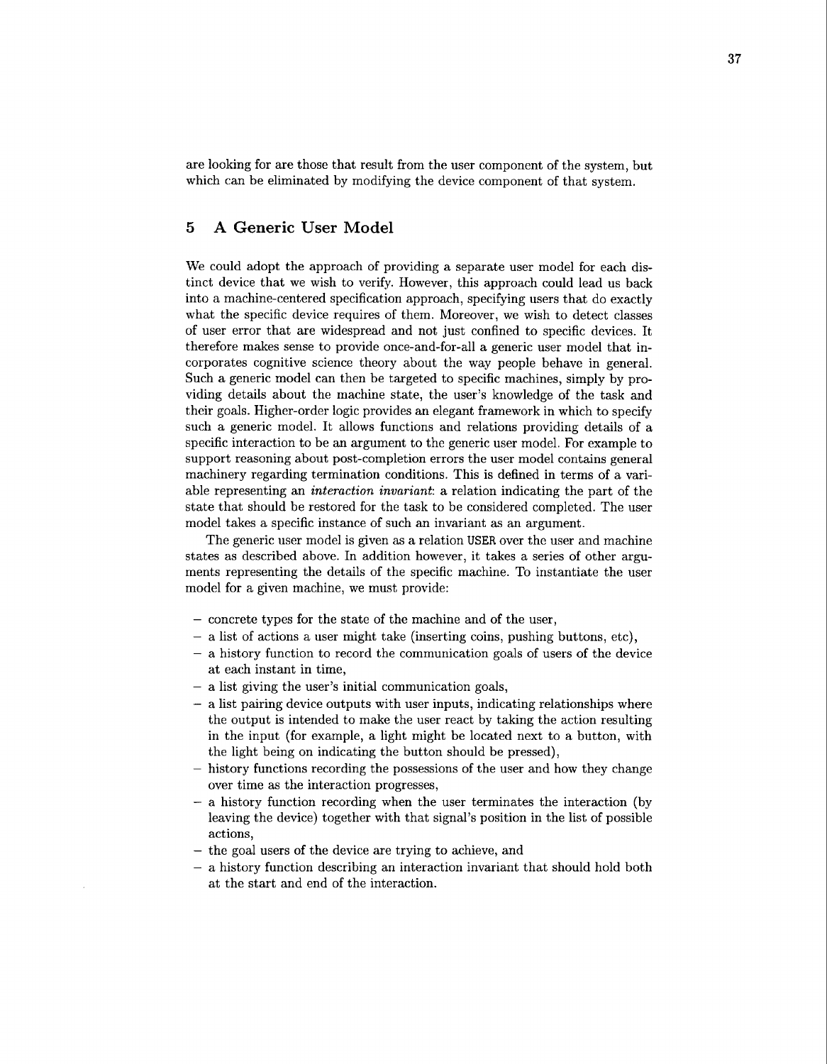are looking for are those that result from the user component of the system, but which can be eliminated by modifying the device component of that system.

## 5 A Generic User Model

We could adopt the approach of providing a separate user model for each distinct device that we wish to verify. However, this approach could lead us back into a machine-centered specification approach, specifying users that do exactly what the specific device requires of them. Moreover, we wish to detect classes of user error that are widespread and not just confined to specific devices. It therefore makes sense to provide once-and-for-all a generic user model that incorporates cognitive science theory about the way people behave in general. Such a generic model can then be targeted to specific machines, simply by providing details about the machine state, the user's knowledge of the task and their goals. Higher-order logic provides an elegant framework in which to specify such a generic model. It allows functions and relations providing details of a specific interaction to be an argument to the generic user model. For example to support reasoning about post-completion errors the user model contains general machinery regarding termination conditions. This is defined in terms of a variable representing an *interaction invariant*: a relation indicating the part of the state that should be restored for the task to be considered completed. The user model takes a specific instance of such an invariant as an argument.

The generic user model is given as a relation `USER` over the user and machine states as described above. In addition however, it takes a series of other arguments representing the details of the specific machine. To instantiate the user model for a given machine, we must provide:

- concrete types for the state of the machine and of the user,
- a list of actions a user might take (inserting coins, pushing buttons, etc),
- a history function to record the communication goals of users of the device at each instant in time,
- a list giving the user's initial communication goals,
- a list pairing device outputs with user inputs, indicating relationships where the output is intended to make the user react by taking the action resulting in the input (for example, a light might be located next to a button, with the light being on indicating the button should be pressed),
- history functions recording the possessions of the user and how they change over time as the interaction progresses,
- a history function recording when the user terminates the interaction (by leaving the device) together with that signal's position in the list of possible actions,
- the goal users of the device are trying to achieve, and
- a history function describing an interaction invariant that should hold both at the start and end of the interaction.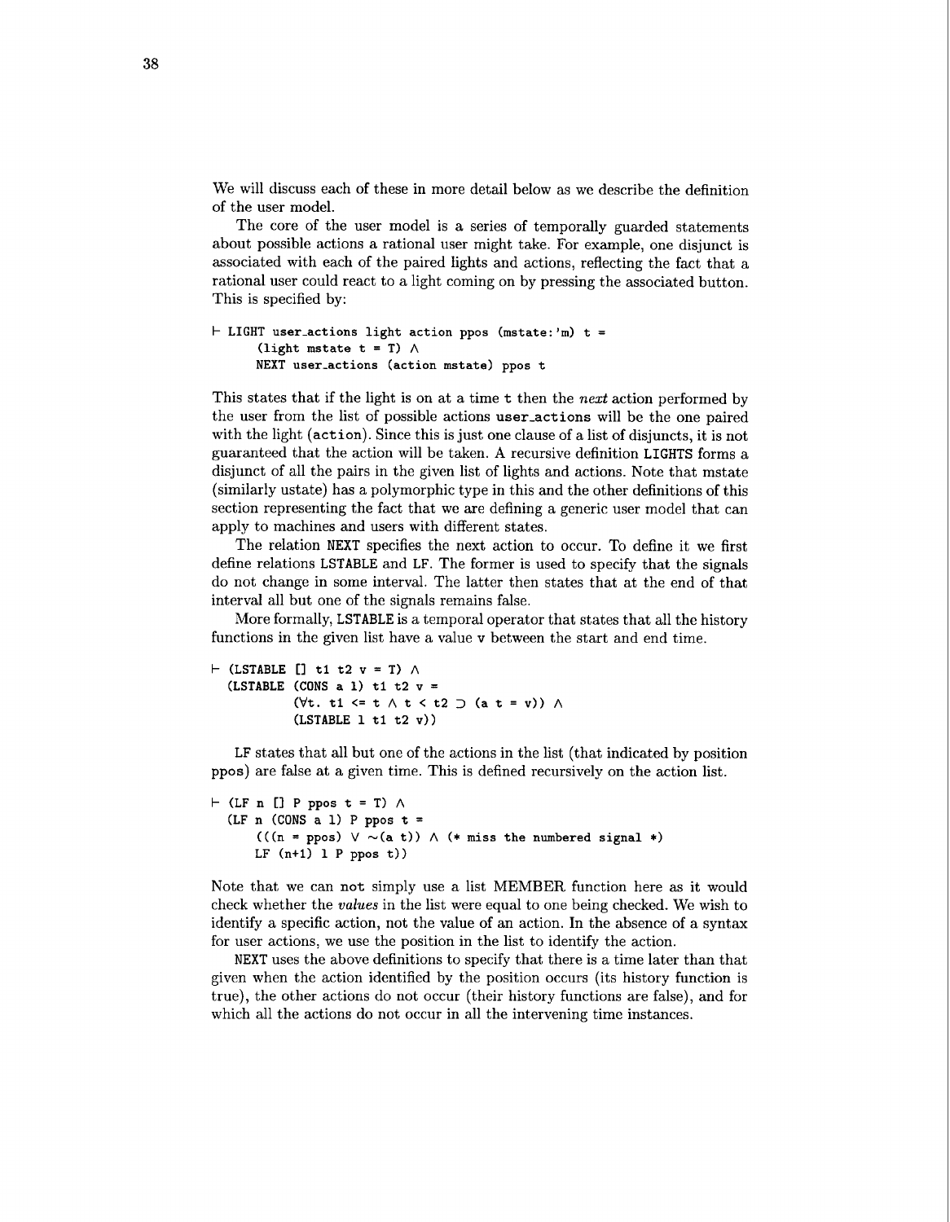We will discuss each of these in more detail below as we describe the definition of the user model.

The core of the user model is a series of temporally guarded statements about possible actions a rational user might take. For example, one disjunct is associated with each of the paired lights and actions, reflecting the fact that a rational user could react to a light coming on by pressing the associated button. This is specified by:

```
⊢ LIGHT user_actions light action ppos (mstate:'m) t =
      (light mstate t = T) ∧
      NEXT user_actions (action mstate) ppos t
```

This states that if the light is on at a time `t` then the *next* action performed by the user from the list of possible actions `user_actions` will be the one paired with the light (`action`). Since this is just one clause of a list of disjuncts, it is not guaranteed that the action will be taken. A recursive definition `LIGHTS` forms a disjunct of all the pairs in the given list of lights and actions. Note that mstate (similarly ustate) has a polymorphic type in this and the other definitions of this section representing the fact that we are defining a generic user model that can apply to machines and users with different states.

The relation `NEXT` specifies the next action to occur. To define it we first define relations `LSTABLE` and `LF`. The former is used to specify that the signals do not change in some interval. The latter then states that at the end of that interval all but one of the signals remains false.

More formally, `LSTABLE` is a temporal operator that states that all the history functions in the given list have a value `v` between the start and end time.

```
⊢ (LSTABLE [] t1 t2 v = T) ∧
  (LSTABLE (CONS a l) t1 t2 v =
          (∀t. t1 <= t ∧ t < t2 ⊃ (a t = v)) ∧
          (LSTABLE l t1 t2 v))
```

`LF` states that all but one of the actions in the list (that indicated by position `ppos`) are false at a given time. This is defined recursively on the action list.

```
⊢ (LF n [] P ppos t = T) ∧
  (LF n (CONS a l) P ppos t =
      (((n = ppos) ∨ ~(a t)) ∧ (* miss the numbered signal *)
      LF (n+1) l P ppos t))
```

Note that we can not simply use a list MEMBER function here as it would check whether the *values* in the list were equal to one being checked. We wish to identify a specific action, not the value of an action. In the absence of a syntax for user actions, we use the position in the list to identify the action.

`NEXT` uses the above definitions to specify that there is a time later than that given when the action identified by the position occurs (its history function is true), the other actions do not occur (their history functions are false), and for which all the actions do not occur in all the intervening time instances.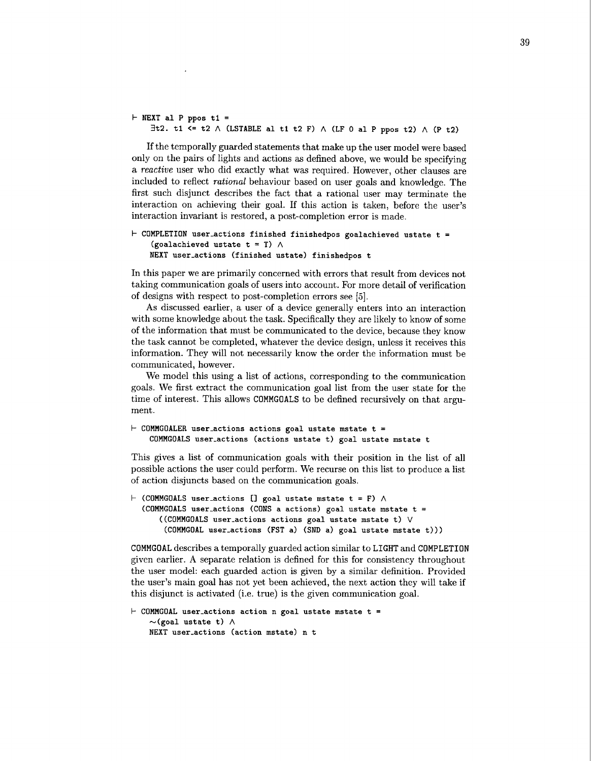```
⊢ NEXT al P ppos t1 =
    ∃t2. t1 <= t2 ∧ (LSTABLE al t1 t2 F) ∧ (LF 0 al P ppos t2) ∧ (P t2)
```

If the temporally guarded statements that make up the user model were based only on the pairs of lights and actions as defined above, we would be specifying a *reactive* user who did exactly what was required. However, other clauses are included to reflect *rational* behaviour based on user goals and knowledge. The first such disjunct describes the fact that a rational user may terminate the interaction on achieving their goal. If this action is taken, before the user's interaction invariant is restored, a post-completion error is made.

```
⊢ COMPLETION user_actions finished finishedpos goalachieved ustate t =
    (goalachieved ustate t = T) ∧
    NEXT user_actions (finished ustate) finishedpos t
```

In this paper we are primarily concerned with errors that result from devices not taking communication goals of users into account. For more detail of verification of designs with respect to post-completion errors see [5].

As discussed earlier, a user of a device generally enters into an interaction with some knowledge about the task. Specifically they are likely to know of some of the information that must be communicated to the device, because they know the task cannot be completed, whatever the device design, unless it receives this information. They will not necessarily know the order the information must be communicated, however.

We model this using a list of actions, corresponding to the communication goals. We first extract the communication goal list from the user state for the time of interest. This allows COMMGOALS to be defined recursively on that argument.

```
⊢ COMMGOALER user_actions actions goal ustate mstate t =
    COMMGOALS user_actions (actions ustate t) goal ustate mstate t
```

This gives a list of communication goals with their position in the list of all possible actions the user could perform. We recurse on this list to produce a list of action disjuncts based on the communication goals.

```
⊢ (COMMGOALS user_actions [] goal ustate mstate t = F) ∧
  (COMMGOALS user_actions (CONS a actions) goal ustate mstate t =
      ((COMMGOALS user_actions actions goal ustate mstate t) ∨
       (COMMGOAL user_actions (FST a) (SND a) goal ustate mstate t)))
```

COMMGOAL describes a temporally guarded action similar to LIGHT and COMPLETION given earlier. A separate relation is defined for this for consistency throughout the user model: each guarded action is given by a similar definition. Provided the user's main goal has not yet been achieved, the next action they will take if this disjunct is activated (i.e. true) is the given communication goal.

```
⊢ COMMGOAL user_actions action n goal ustate mstate t =
    ~(goal ustate t) ∧
    NEXT user_actions (action mstate) n t
```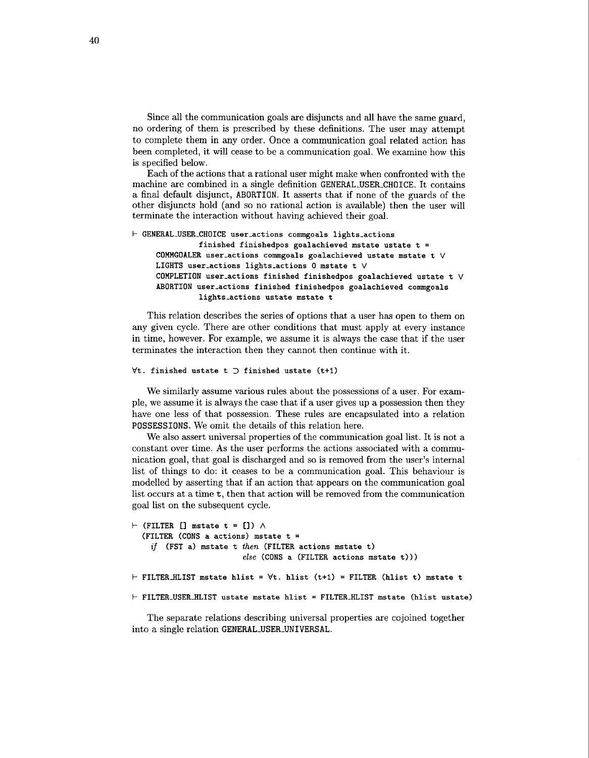Since all the communication goals are disjuncts and all have the same guard, no ordering of them is prescribed by these definitions. The user may attempt to complete them in any order. Once a communication goal related action has been completed, it will cease to be a communication goal. We examine how this is specified below.

Each of the actions that a rational user might make when confronted with the machine are combined in a single definition GENERAL_USER_CHOICE. It contains a final default disjunct, ABORTION. It asserts that if none of the guards of the other disjuncts hold (and so no rational action is available) then the user will terminate the interaction without having achieved their goal.

```
⊢ GENERAL_USER_CHOICE user_actions commgoals lights_actions
            finished finishedpos goalachieved mstate ustate t =
    COMMGOALER user_actions commgoals goalachieved ustate mstate t ∨
    LIGHTS user_actions lights_actions 0 mstate t ∨
    COMPLETION user_actions finished finishedpos goalachieved ustate t ∨
    ABORTION user_actions finished finishedpos goalachieved commgoals
            lights_actions ustate mstate t
```

This relation describes the series of options that a user has open to them on any given cycle. There are other conditions that must apply at every instance in time, however. For example, we assume it is always the case that if the user terminates the interaction then they cannot then continue with it.

```
∀t. finished ustate t ⊃ finished ustate (t+1)
```

We similarly assume various rules about the possessions of a user. For example, we assume it is always the case that if a user gives up a possession then they have one less of that possession. These rules are encapsulated into a relation POSSESSIONS. We omit the details of this relation here.

We also assert universal properties of the communication goal list. It is not a constant over time. As the user performs the actions associated with a communication goal, that goal is discharged and so is removed from the user's internal list of things to do: it ceases to be a communication goal. This behaviour is modelled by asserting that if an action that appears on the communication goal list occurs at a time t, then that action will be removed from the communication goal list on the subsequent cycle.

```
⊢ (FILTER [] mstate t = []) ∧
  (FILTER (CONS a actions) mstate t =
    if (FST a) mstate t then (FILTER actions mstate t)
                        else (CONS a (FILTER actions mstate t)))

⊢ FILTER_HLIST mstate hlist = ∀t. hlist (t+1) = FILTER (hlist t) mstate t

⊢ FILTER_USER_HLIST ustate mstate hlist = FILTER_HLIST mstate (hlist ustate)
```

The separate relations describing universal properties are cojoined together into a single relation GENERAL_USER_UNIVERSAL.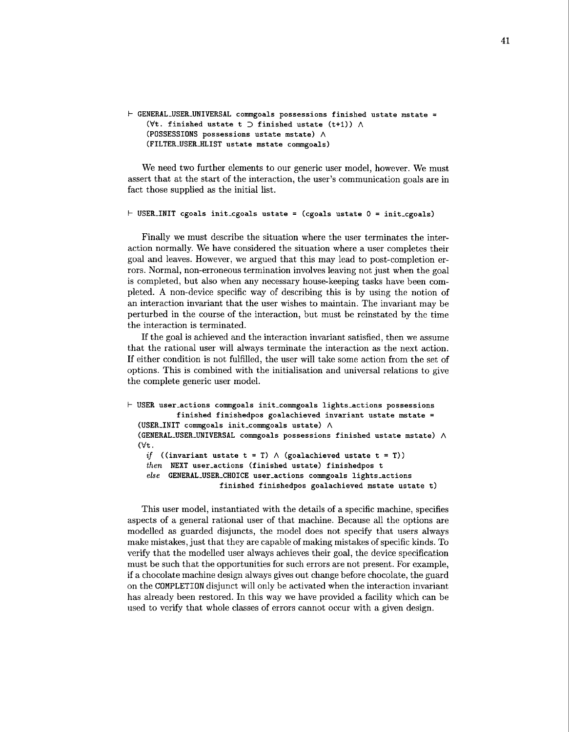```
⊢ GENERAL_USER_UNIVERSAL commgoals possessions finished ustate mstate =
    (∀t. finished ustate t ⊃ finished ustate (t+1)) ∧
    (POSSESSIONS possessions ustate mstate) ∧
    (FILTER_USER_HLIST ustate mstate commgoals)
```

We need two further elements to our generic user model, however. We must assert that at the start of the interaction, the user's communication goals are in fact those supplied as the initial list.

```
⊢ USER_INIT cgoals init_cgoals ustate = (cgoals ustate 0 = init_cgoals)
```

Finally we must describe the situation where the user terminates the interaction normally. We have considered the situation where a user completes their goal and leaves. However, we argued that this may lead to post-completion errors. Normal, non-erroneous termination involves leaving not just when the goal is completed, but also when any necessary house-keeping tasks have been completed. A non-device specific way of describing this is by using the notion of an interaction invariant that the user wishes to maintain. The invariant may be perturbed in the course of the interaction, but must be reinstated by the time the interaction is terminated.

If the goal is achieved and the interaction invariant satisfied, then we assume that the rational user will always terminate the interaction as the next action. If either condition is not fulfilled, the user will take some action from the set of options. This is combined with the initialisation and universal relations to give the complete generic user model.

```
⊢ USER user_actions commgoals init_commgoals lights_actions possessions
          finished finishedpos goalachieved invariant ustate mstate =
  (USER_INIT commgoals init_commgoals ustate) ∧
  (GENERAL_USER_UNIVERSAL commgoals possessions finished ustate mstate) ∧
  (∀t.
    if ((invariant ustate t = T) ∧ (goalachieved ustate t = T))
    then NEXT user_actions (finished ustate) finishedpos t
    else GENERAL_USER_CHOICE user_actions commgoals lights_actions
                 finished finishedpos goalachieved mstate ustate t)
```

This user model, instantiated with the details of a specific machine, specifies aspects of a general rational user of that machine. Because all the options are modelled as guarded disjuncts, the model does not specify that users always make mistakes, just that they are capable of making mistakes of specific kinds. To verify that the modelled user always achieves their goal, the device specification must be such that the opportunities for such errors are not present. For example, if a chocolate machine design always gives out change before chocolate, the guard on the COMPLETION disjunct will only be activated when the interaction invariant has already been restored. In this way we have provided a facility which can be used to verify that whole classes of errors cannot occur with a given design.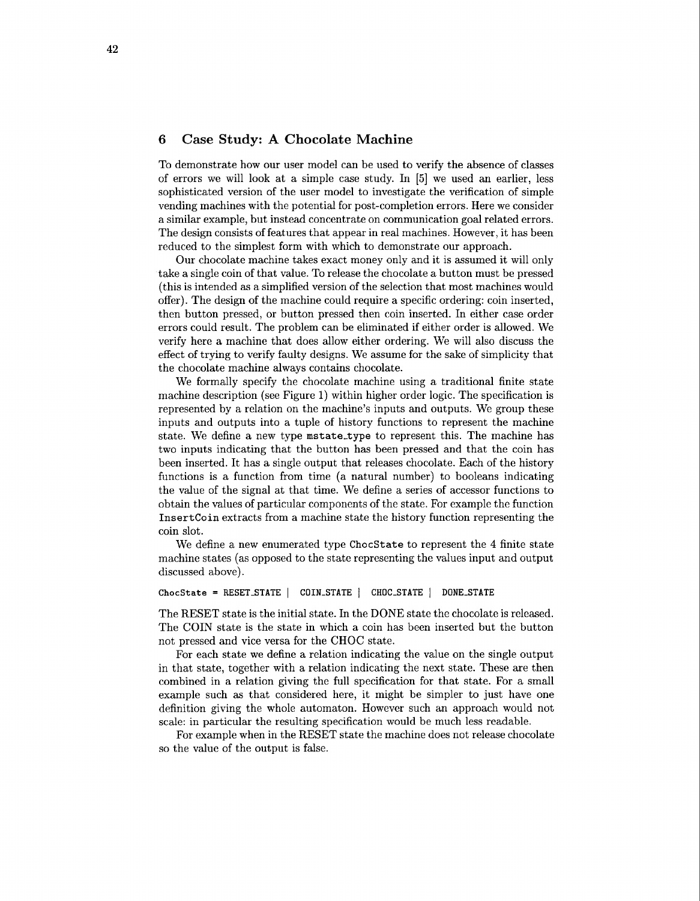## 6 Case Study: A Chocolate Machine

To demonstrate how our user model can be used to verify the absence of classes of errors we will look at a simple case study. In [5] we used an earlier, less sophisticated version of the user model to investigate the verification of simple vending machines with the potential for post-completion errors. Here we consider a similar example, but instead concentrate on communication goal related errors. The design consists of features that appear in real machines. However, it has been reduced to the simplest form with which to demonstrate our approach.

Our chocolate machine takes exact money only and it is assumed it will only take a single coin of that value. To release the chocolate a button must be pressed (this is intended as a simplified version of the selection that most machines would offer). The design of the machine could require a specific ordering: coin inserted, then button pressed, or button pressed then coin inserted. In either case order errors could result. The problem can be eliminated if either order is allowed. We verify here a machine that does allow either ordering. We will also discuss the effect of trying to verify faulty designs. We assume for the sake of simplicity that the chocolate machine always contains chocolate.

We formally specify the chocolate machine using a traditional finite state machine description (see Figure 1) within higher order logic. The specification is represented by a relation on the machine's inputs and outputs. We group these inputs and outputs into a tuple of history functions to represent the machine state. We define a new type `mstate_type` to represent this. The machine has two inputs indicating that the button has been pressed and that the coin has been inserted. It has a single output that releases chocolate. Each of the history functions is a function from time (a natural number) to booleans indicating the value of the signal at that time. We define a series of accessor functions to obtain the values of particular components of the state. For example the function `InsertCoin` extracts from a machine state the history function representing the coin slot.

We define a new enumerated type `ChocState` to represent the 4 finite state machine states (as opposed to the state representing the values input and output discussed above).

```
ChocState = RESET_STATE | COIN_STATE | CHOC_STATE | DONE_STATE
```

The RESET state is the initial state. In the DONE state the chocolate is released. The COIN state is the state in which a coin has been inserted but the button not pressed and vice versa for the CHOC state.

For each state we define a relation indicating the value on the single output in that state, together with a relation indicating the next state. These are then combined in a relation giving the full specification for that state. For a small example such as that considered here, it might be simpler to just have one definition giving the whole automaton. However such an approach would not scale: in particular the resulting specification would be much less readable.

For example when in the RESET state the machine does not release chocolate so the value of the output is false.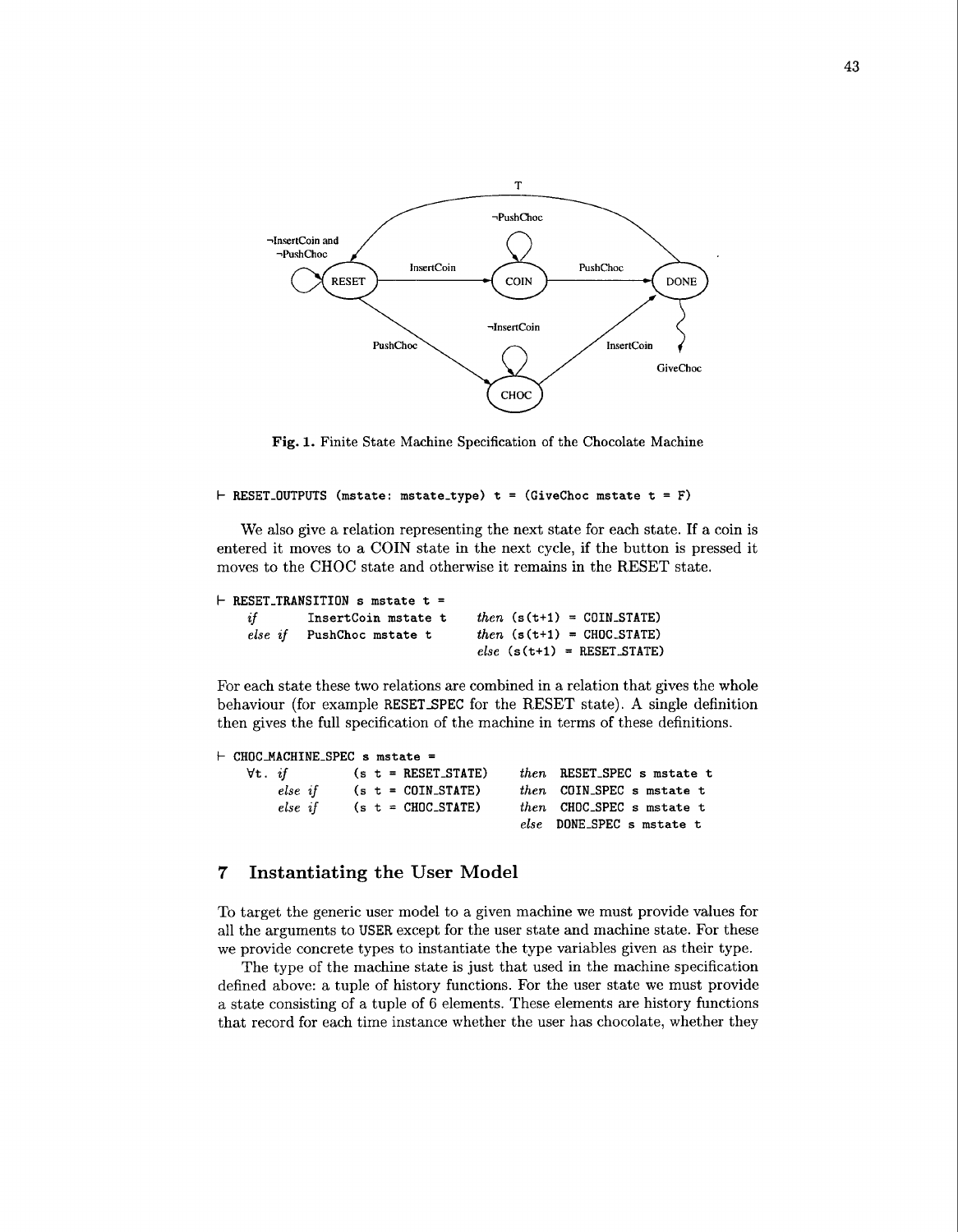Fig. 1. Finite State Machine Specification of the Chocolate Machine

```
⊢ RESET_OUTPUTS (mstate: mstate_type) t = (GiveChoc mstate t = F)
```

We also give a relation representing the next state for each state. If a coin is entered it moves to a COIN state in the next cycle, if the button is pressed it moves to the CHOC state and otherwise it remains in the RESET state.

```
⊢ RESET_TRANSITION s mstate t =
    if       InsertCoin mstate t    then (s(t+1) = COIN_STATE)
    else if  PushChoc mstate t      then (s(t+1) = CHOC_STATE)
                                    else (s(t+1) = RESET_STATE)
```

For each state these two relations are combined in a relation that gives the whole behaviour (for example RESET_SPEC for the RESET state). A single definition then gives the full specification of the machine in terms of these definitions.

```
⊢ CHOC_MACHINE_SPEC s mstate =
    ∀t. if        (s t = RESET_STATE)   then  RESET_SPEC s mstate t
        else if   (s t = COIN_STATE)    then  COIN_SPEC s mstate t
        else if   (s t = CHOC_STATE)    then  CHOC_SPEC s mstate t
                                        else  DONE_SPEC s mstate t
```

## 7 Instantiating the User Model

To target the generic user model to a given machine we must provide values for all the arguments to USER except for the user state and machine state. For these we provide concrete types to instantiate the type variables given as their type.

The type of the machine state is just that used in the machine specification defined above: a tuple of history functions. For the user state we must provide a state consisting of a tuple of 6 elements. These elements are history functions that record for each time instance whether the user has chocolate, whether they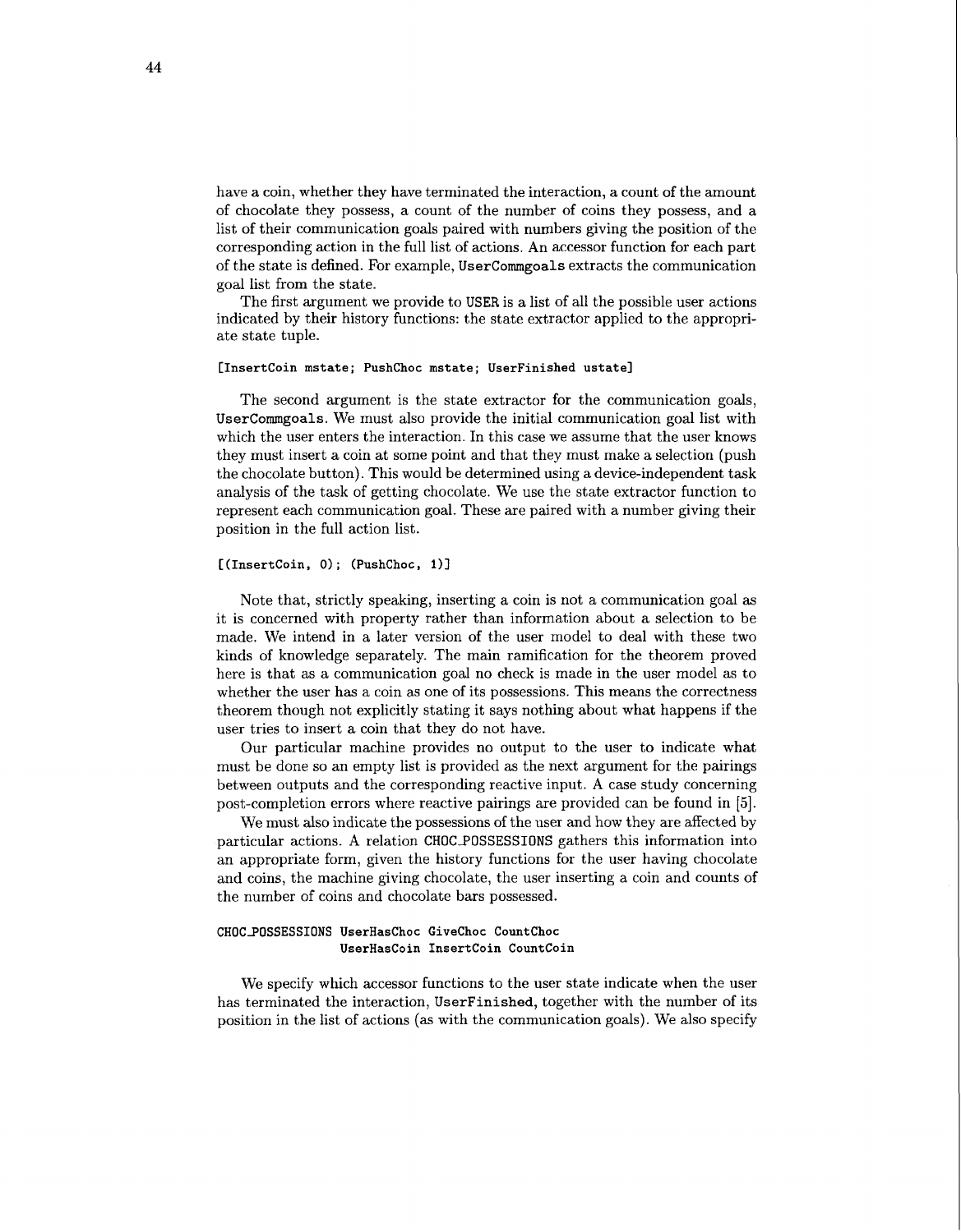have a coin, whether they have terminated the interaction, a count of the amount of chocolate they possess, a count of the number of coins they possess, and a list of their communication goals paired with numbers giving the position of the corresponding action in the full list of actions. An accessor function for each part of the state is defined. For example, `UserCommgoals` extracts the communication goal list from the state.

The first argument we provide to USER is a list of all the possible user actions indicated by their history functions: the state extractor applied to the appropriate state tuple.

```
[InsertCoin mstate; PushChoc mstate; UserFinished ustate]
```

The second argument is the state extractor for the communication goals, `UserCommgoals`. We must also provide the initial communication goal list with which the user enters the interaction. In this case we assume that the user knows they must insert a coin at some point and that they must make a selection (push the chocolate button). This would be determined using a device-independent task analysis of the task of getting chocolate. We use the state extractor function to represent each communication goal. These are paired with a number giving their position in the full action list.

```
[(InsertCoin, 0); (PushChoc, 1)]
```

Note that, strictly speaking, inserting a coin is not a communication goal as it is concerned with property rather than information about a selection to be made. We intend in a later version of the user model to deal with these two kinds of knowledge separately. The main ramification for the theorem proved here is that as a communication goal no check is made in the user model as to whether the user has a coin as one of its possessions. This means the correctness theorem though not explicitly stating it says nothing about what happens if the user tries to insert a coin that they do not have.

Our particular machine provides no output to the user to indicate what must be done so an empty list is provided as the next argument for the pairings between outputs and the corresponding reactive input. A case study concerning post-completion errors where reactive pairings are provided can be found in [5].

We must also indicate the possessions of the user and how they are affected by particular actions. A relation CHOC_POSSESSIONS gathers this information into an appropriate form, given the history functions for the user having chocolate and coins, the machine giving chocolate, the user inserting a coin and counts of the number of coins and chocolate bars possessed.

```
CHOC_POSSESSIONS UserHasChoc GiveChoc CountChoc
                 UserHasCoin InsertCoin CountCoin
```

We specify which accessor functions to the user state indicate when the user has terminated the interaction, `UserFinished`, together with the number of its position in the list of actions (as with the communication goals). We also specify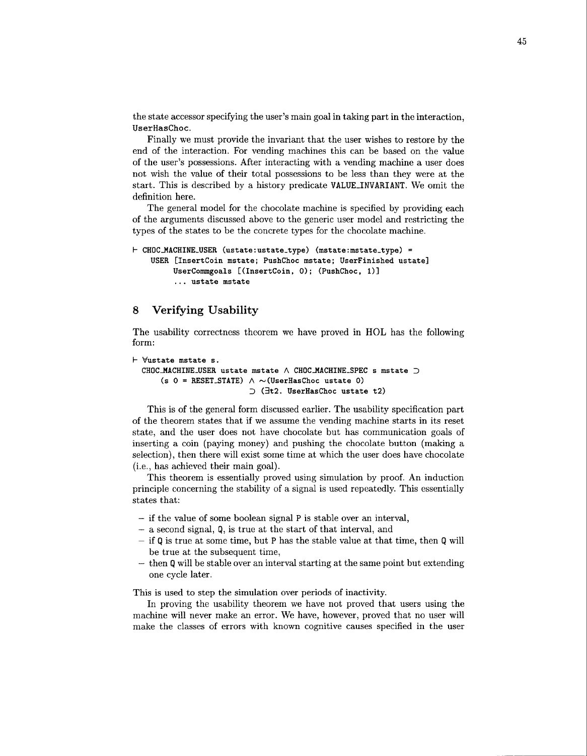the state accessor specifying the user's main goal in taking part in the interaction, UserHasChoc.

Finally we must provide the invariant that the user wishes to restore by the end of the interaction. For vending machines this can be based on the value of the user's possessions. After interacting with a vending machine a user does not wish the value of their total possessions to be less than they were at the start. This is described by a history predicate VALUE_INVARIANT. We omit the definition here.

The general model for the chocolate machine is specified by providing each of the arguments discussed above to the generic user model and restricting the types of the states to be the concrete types for the chocolate machine.

```
⊢ CHOC_MACHINE_USER (ustate:ustate_type) (mstate:mstate_type) =
    USER [InsertCoin mstate; PushChoc mstate; UserFinished ustate]
        UserCommgoals [(InsertCoin, 0); (PushChoc, 1)]
        ... ustate mstate
```

## 8 Verifying Usability

The usability correctness theorem we have proved in HOL has the following form:

```
⊢ ∀ustate mstate s.
  CHOC_MACHINE_USER ustate mstate ∧ CHOC_MACHINE_SPEC s mstate ⊃
     (s 0 = RESET_STATE) ∧ ~(UserHasChoc ustate 0)
                         ⊃ (∃t2. UserHasChoc ustate t2)
```

This is of the general form discussed earlier. The usability specification part of the theorem states that if we assume the vending machine starts in its reset state, and the user does not have chocolate but has communication goals of inserting a coin (paying money) and pushing the chocolate button (making a selection), then there will exist some time at which the user does have chocolate (i.e., has achieved their main goal).

This theorem is essentially proved using simulation by proof. An induction principle concerning the stability of a signal is used repeatedly. This essentially states that:

- if the value of some boolean signal P is stable over an interval,
- a second signal, Q, is true at the start of that interval, and
- if Q is true at some time, but P has the stable value at that time, then Q will be true at the subsequent time,
- then Q will be stable over an interval starting at the same point but extending one cycle later.

This is used to step the simulation over periods of inactivity.

In proving the usability theorem we have not proved that users using the machine will never make an error. We have, however, proved that no user will make the classes of errors with known cognitive causes specified in the user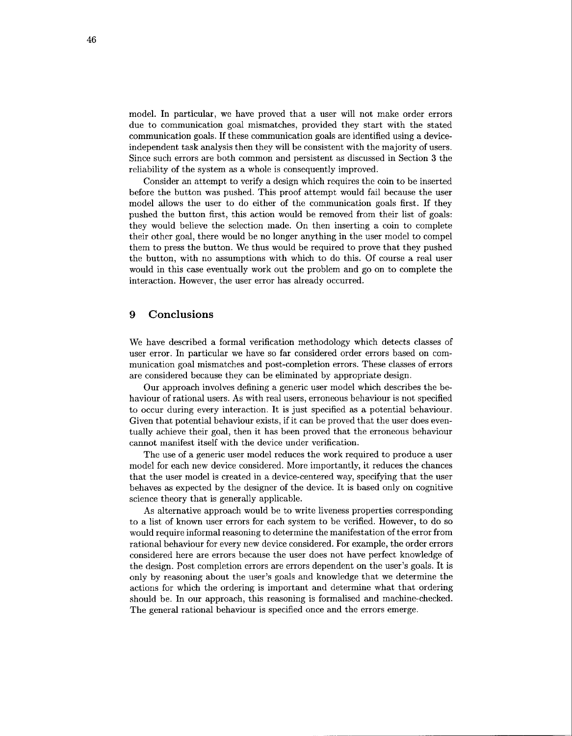model. In particular, we have proved that a user will not make order errors due to communication goal mismatches, provided they start with the stated communication goals. If these communication goals are identified using a device-independent task analysis then they will be consistent with the majority of users. Since such errors are both common and persistent as discussed in Section 3 the reliability of the system as a whole is consequently improved.

Consider an attempt to verify a design which requires the coin to be inserted before the button was pushed. This proof attempt would fail because the user model allows the user to do either of the communication goals first. If they pushed the button first, this action would be removed from their list of goals: they would believe the selection made. On then inserting a coin to complete their other goal, there would be no longer anything in the user model to compel them to press the button. We thus would be required to prove that they pushed the button, with no assumptions with which to do this. Of course a real user would in this case eventually work out the problem and go on to complete the interaction. However, the user error has already occurred.

## 9 Conclusions

We have described a formal verification methodology which detects classes of user error. In particular we have so far considered order errors based on communication goal mismatches and post-completion errors. These classes of errors are considered because they can be eliminated by appropriate design.

Our approach involves defining a generic user model which describes the behaviour of rational users. As with real users, erroneous behaviour is not specified to occur during every interaction. It is just specified as a potential behaviour. Given that potential behaviour exists, if it can be proved that the user does eventually achieve their goal, then it has been proved that the erroneous behaviour cannot manifest itself with the device under verification.

The use of a generic user model reduces the work required to produce a user model for each new device considered. More importantly, it reduces the chances that the user model is created in a device-centered way, specifying that the user behaves as expected by the designer of the device. It is based only on cognitive science theory that is generally applicable.

As alternative approach would be to write liveness properties corresponding to a list of known user errors for each system to be verified. However, to do so would require informal reasoning to determine the manifestation of the error from rational behaviour for every new device considered. For example, the order errors considered here are errors because the user does not have perfect knowledge of the design. Post completion errors are errors dependent on the user's goals. It is only by reasoning about the user's goals and knowledge that we determine the actions for which the ordering is important and determine what that ordering should be. In our approach, this reasoning is formalised and machine-checked. The general rational behaviour is specified once and the errors emerge.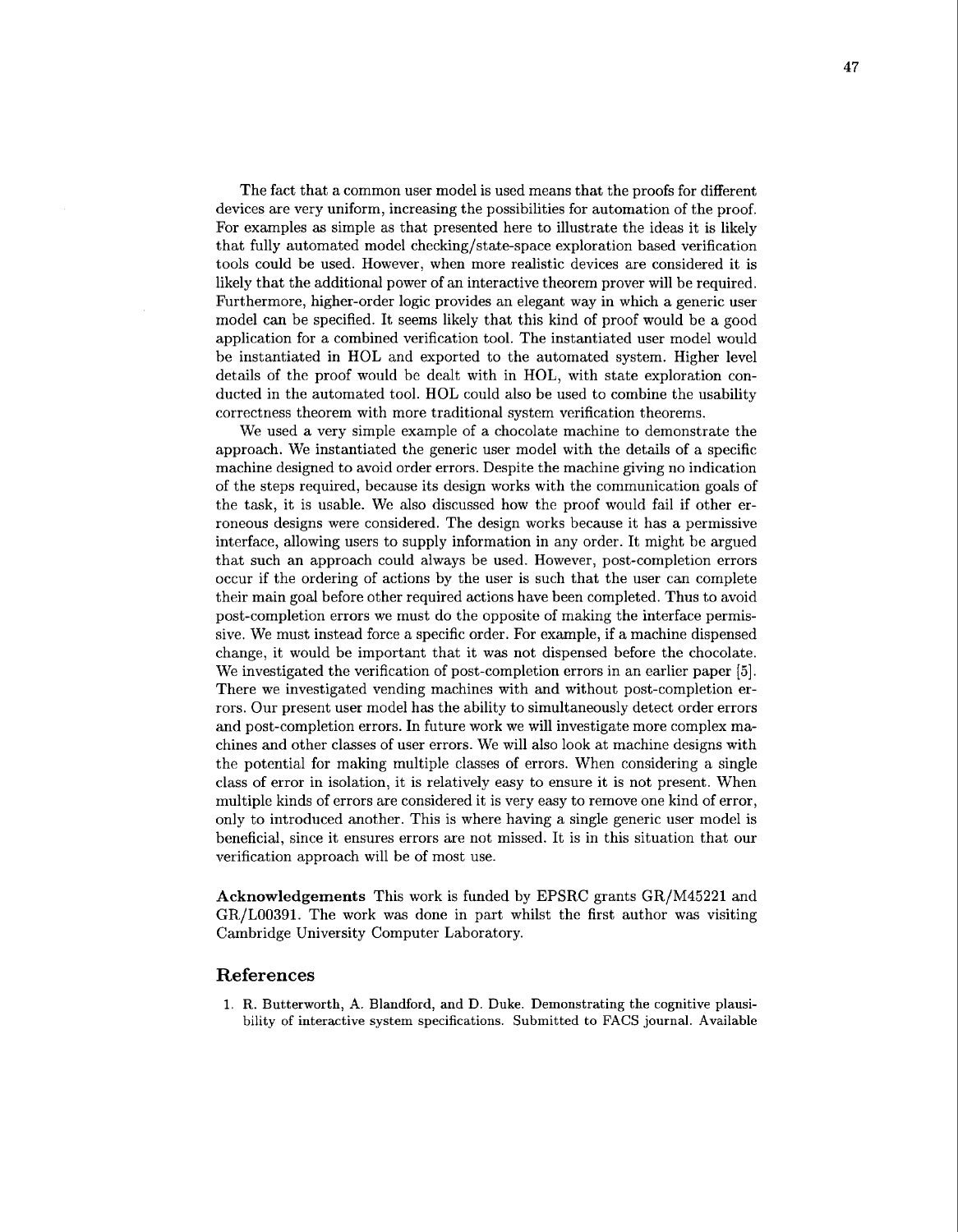The fact that a common user model is used means that the proofs for different devices are very uniform, increasing the possibilities for automation of the proof. For examples as simple as that presented here to illustrate the ideas it is likely that fully automated model checking/state-space exploration based verification tools could be used. However, when more realistic devices are considered it is likely that the additional power of an interactive theorem prover will be required. Furthermore, higher-order logic provides an elegant way in which a generic user model can be specified. It seems likely that this kind of proof would be a good application for a combined verification tool. The instantiated user model would be instantiated in HOL and exported to the automated system. Higher level details of the proof would be dealt with in HOL, with state exploration conducted in the automated tool. HOL could also be used to combine the usability correctness theorem with more traditional system verification theorems.

We used a very simple example of a chocolate machine to demonstrate the approach. We instantiated the generic user model with the details of a specific machine designed to avoid order errors. Despite the machine giving no indication of the steps required, because its design works with the communication goals of the task, it is usable. We also discussed how the proof would fail if other erroneous designs were considered. The design works because it has a permissive interface, allowing users to supply information in any order. It might be argued that such an approach could always be used. However, post-completion errors occur if the ordering of actions by the user is such that the user can complete their main goal before other required actions have been completed. Thus to avoid post-completion errors we must do the opposite of making the interface permissive. We must instead force a specific order. For example, if a machine dispensed change, it would be important that it was not dispensed before the chocolate. We investigated the verification of post-completion errors in an earlier paper [5]. There we investigated vending machines with and without post-completion errors. Our present user model has the ability to simultaneously detect order errors and post-completion errors. In future work we will investigate more complex machines and other classes of user errors. We will also look at machine designs with the potential for making multiple classes of errors. When considering a single class of error in isolation, it is relatively easy to ensure it is not present. When multiple kinds of errors are considered it is very easy to remove one kind of error, only to introduced another. This is where having a single generic user model is beneficial, since it ensures errors are not missed. It is in this situation that our verification approach will be of most use.

**Acknowledgements** This work is funded by EPSRC grants GR/M45221 and GR/L00391. The work was done in part whilst the first author was visiting Cambridge University Computer Laboratory.

## References

1. R. Butterworth, A. Blandford, and D. Duke. Demonstrating the cognitive plausibility of interactive system specifications. Submitted to FACS journal. Available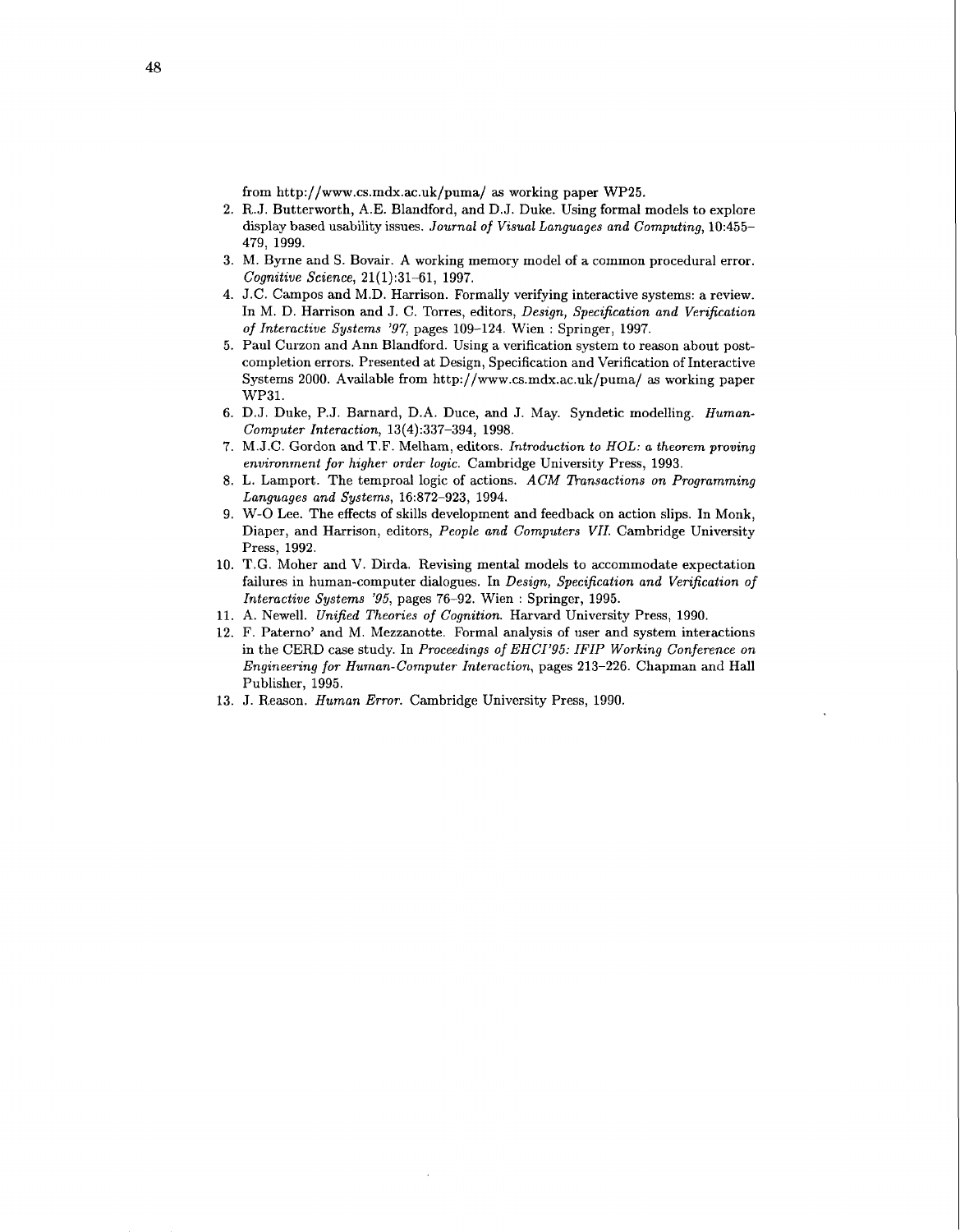from http://www.cs.mdx.ac.uk/puma/ as working paper WP25.

2. R.J. Butterworth, A.E. Blandford, and D.J. Duke. Using formal models to explore display based usability issues. *Journal of Visual Languages and Computing*, 10:455–479, 1999.
3. M. Byrne and S. Bovair. A working memory model of a common procedural error. *Cognitive Science*, 21(1):31–61, 1997.
4. J.C. Campos and M.D. Harrison. Formally verifying interactive systems: a review. In M. D. Harrison and J. C. Torres, editors, *Design, Specification and Verification of Interactive Systems '97*, pages 109–124. Wien : Springer, 1997.
5. Paul Curzon and Ann Blandford. Using a verification system to reason about post-completion errors. Presented at Design, Specification and Verification of Interactive Systems 2000. Available from http://www.cs.mdx.ac.uk/puma/ as working paper WP31.
6. D.J. Duke, P.J. Barnard, D.A. Duce, and J. May. Syndetic modelling. *Human-Computer Interaction*, 13(4):337–394, 1998.
7. M.J.C. Gordon and T.F. Melham, editors. *Introduction to HOL: a theorem proving environment for higher order logic.* Cambridge University Press, 1993.
8. L. Lamport. The temproal logic of actions. *ACM Transactions on Programming Languages and Systems*, 16:872–923, 1994.
9. W-O Lee. The effects of skills development and feedback on action slips. In Monk, Diaper, and Harrison, editors, *People and Computers VII.* Cambridge University Press, 1992.
10. T.G. Moher and V. Dirda. Revising mental models to accommodate expectation failures in human-computer dialogues. In *Design, Specification and Verification of Interactive Systems '95*, pages 76–92. Wien : Springer, 1995.
11. A. Newell. *Unified Theories of Cognition.* Harvard University Press, 1990.
12. F. Paterno' and M. Mezzanotte. Formal analysis of user and system interactions in the CERD case study. In *Proceedings of EHCI'95: IFIP Working Conference on Engineering for Human-Computer Interaction*, pages 213–226. Chapman and Hall Publisher, 1995.
13. J. Reason. *Human Error.* Cambridge University Press, 1990.